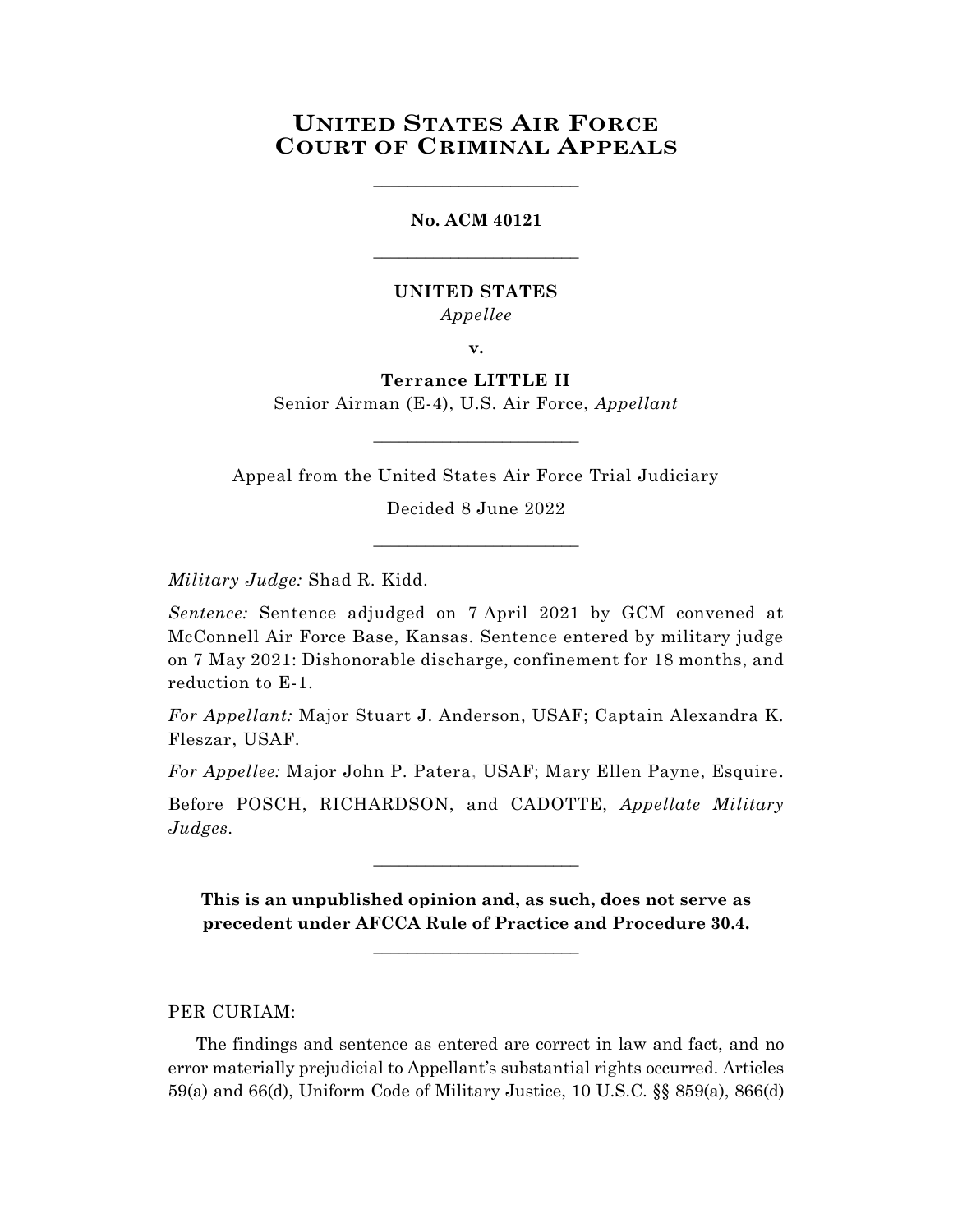# United States Air Force Court of Criminal Appeals

---

**No. ACM 40121**

---

**UNITED STATES**
*Appellee*

**v.**

**Terrance LITTLE II**
Senior Airman (E-4), U.S. Air Force, *Appellant*

---

Appeal from the United States Air Force Trial Judiciary

Decided 8 June 2022

---

*Military Judge:* Shad R. Kidd.

*Sentence:* Sentence adjudged on 7 April 2021 by GCM convened at McConnell Air Force Base, Kansas. Sentence entered by military judge on 7 May 2021: Dishonorable discharge, confinement for 18 months, and reduction to E-1.

*For Appellant:* Major Stuart J. Anderson, USAF; Captain Alexandra K. Fleszar, USAF.

*For Appellee:* Major John P. Patera, USAF; Mary Ellen Payne, Esquire.

Before POSCH, RICHARDSON, and CADOTTE, *Appellate Military Judges*.

---

**This is an unpublished opinion and, as such, does not serve as precedent under AFCCA Rule of Practice and Procedure 30.4.**

---

PER CURIAM:

The findings and sentence as entered are correct in law and fact, and no error materially prejudicial to Appellant's substantial rights occurred. Articles 59(a) and 66(d), Uniform Code of Military Justice, 10 U.S.C. §§ 859(a), 866(d)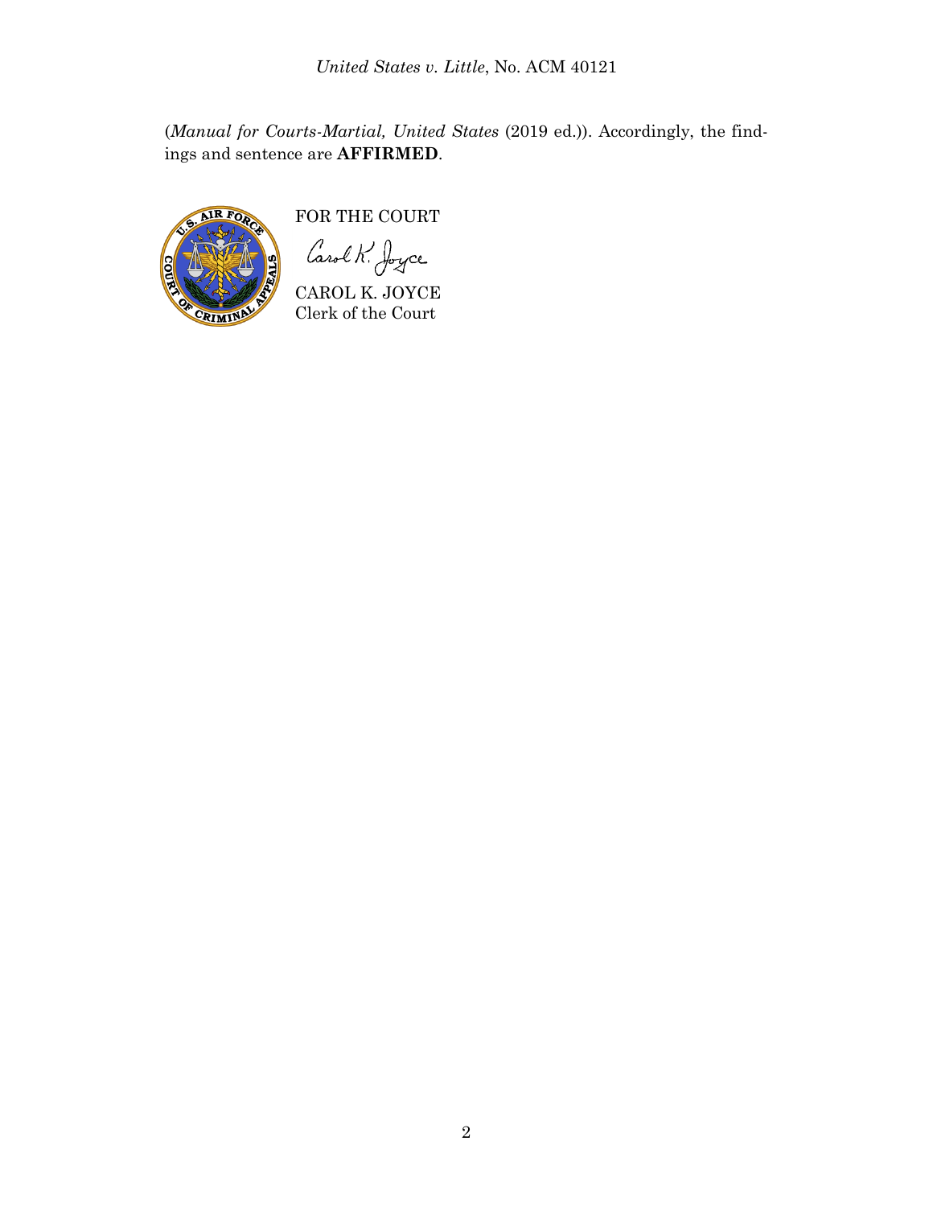(*Manual for Courts-Martial, United States* (2019 ed.)). Accordingly, the findings and sentence are **AFFIRMED**.

FOR THE COURT

CAROL K. JOYCE
Clerk of the Court